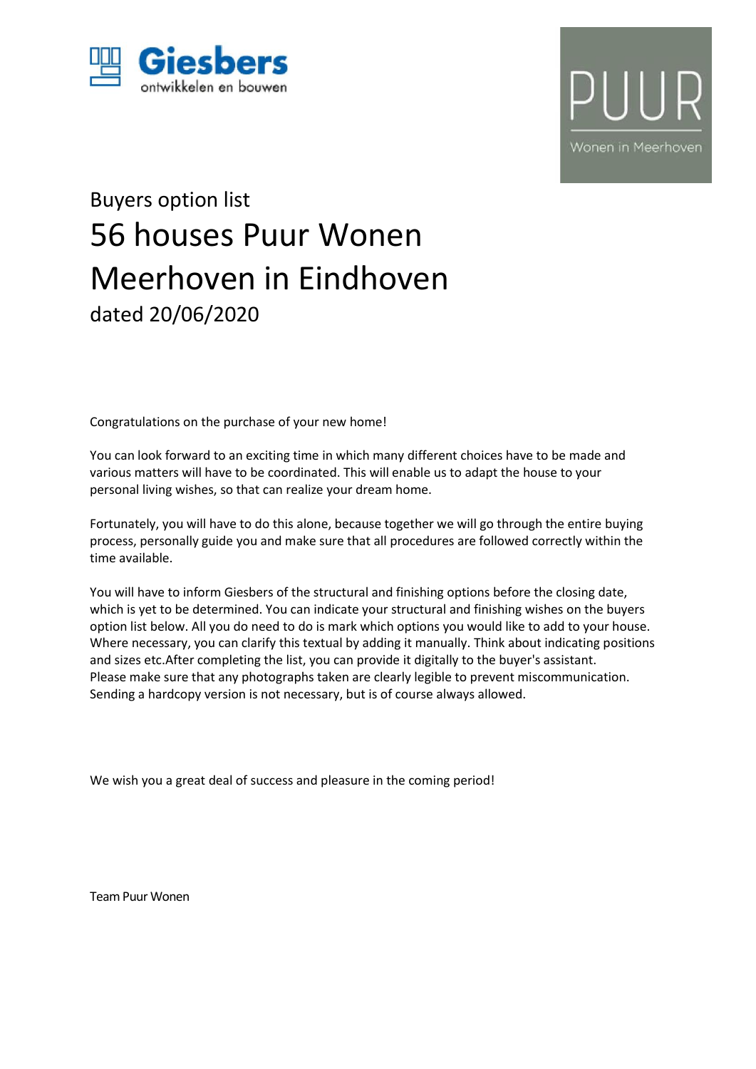Giesbers
ontwikkelen en bouwen

PUUR
Wonen in Meerhoven

Buyers option list

# 56 houses Puur Wonen Meerhoven in Eindhoven

dated 20/06/2020

Congratulations on the purchase of your new home!

You can look forward to an exciting time in which many different choices have to be made and various matters will have to be coordinated. This will enable us to adapt the house to your personal living wishes, so that can realize your dream home.

Fortunately, you will have to do this alone, because together we will go through the entire buying process, personally guide you and make sure that all procedures are followed correctly within the time available.

You will have to inform Giesbers of the structural and finishing options before the closing date, which is yet to be determined. You can indicate your structural and finishing wishes on the buyers option list below. All you do need to do is mark which options you would like to add to your house. Where necessary, you can clarify this textual by adding it manually. Think about indicating positions and sizes etc.After completing the list, you can provide it digitally to the buyer's assistant. Please make sure that any photographs taken are clearly legible to prevent miscommunication. Sending a hardcopy version is not necessary, but is of course always allowed.

We wish you a great deal of success and pleasure in the coming period!

Team Puur Wonen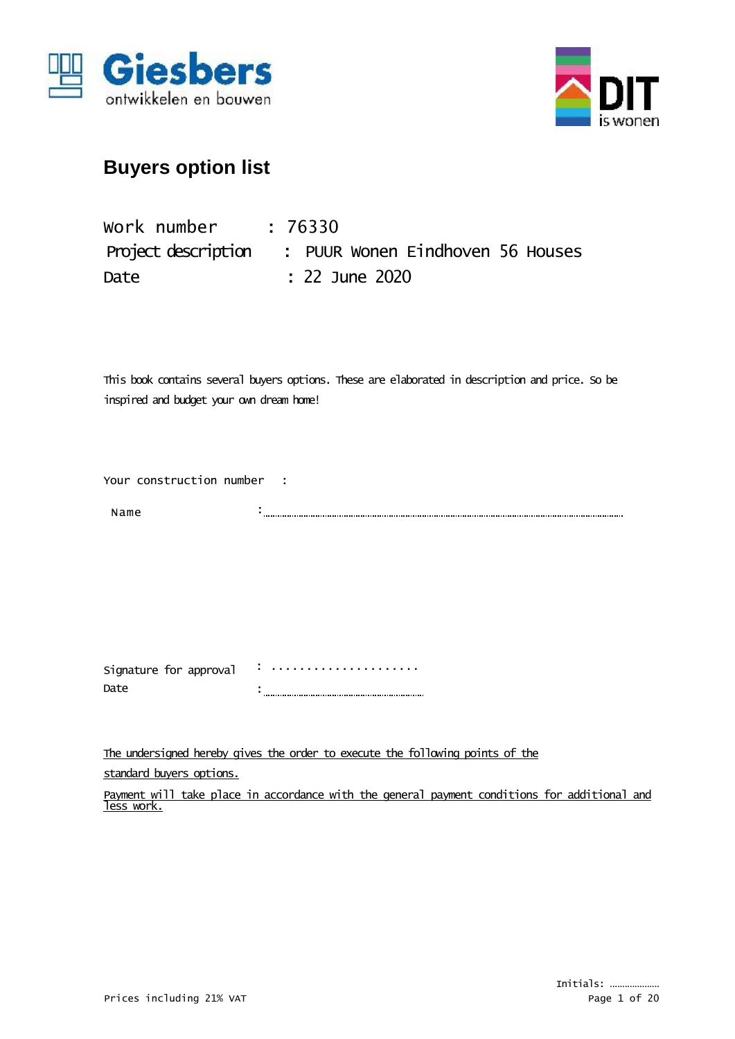# Buyers option list

Work number : 76330
Project description : PUUR Wonen Eindhoven 56 Houses
Date : 22 June 2020

This book contains several buyers options. These are elaborated in description and price. So be inspired and budget your own dream home!

Your construction number :

Name : ..............................................................................................................

Signature for approval : .....................
Date : ..............................................

The undersigned hereby gives the order to execute the following points of the standard buyers options.

Payment will take place in accordance with the general payment conditions for additional and less work.

Initials: ....................

Prices including 21% VAT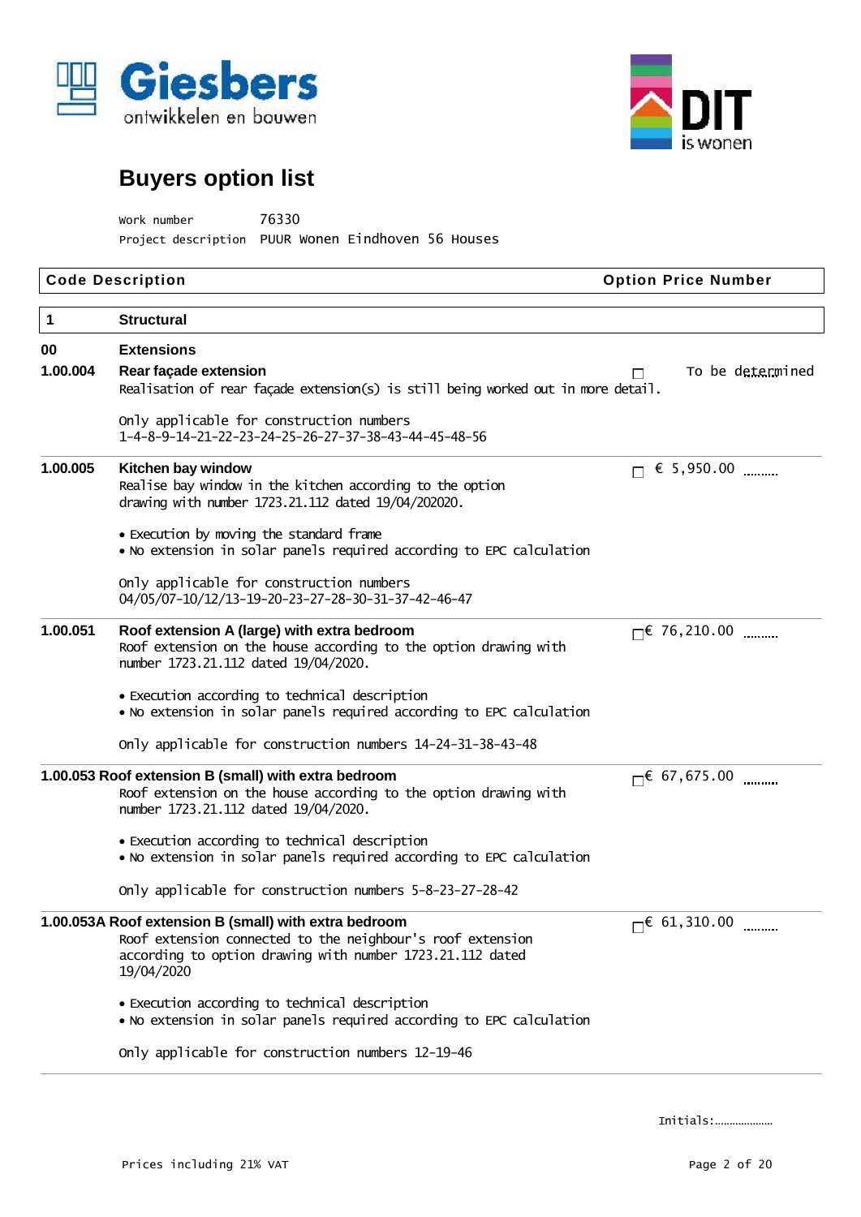Giesbers ontwikkelen en bouwen

DIT is wonen

# Buyers option list

Work number 76330
Project description PUUR Wonen Eindhoven 56 Houses

| Code | Description | Option | Price | Number |
|---|---|---|---|---|
| **1** | **Structural** | | | |
| **00** | **Extensions** | | | |
| **1.00.004** | **Rear façade extension**<br>Realisation of rear façade extension(s) is still being worked out in more detail.<br><br>Only applicable for construction numbers<br>1-4-8-9-14-21-22-23-24-25-26-27-37-38-43-44-45-48-56 | ☐ | To be determined | |
| **1.00.005** | **Kitchen bay window**<br>Realise bay window in the kitchen according to the option drawing with number 1723.21.112 dated 19/04/202020.<br><br>• Execution by moving the standard frame<br>• No extension in solar panels required according to EPC calculation<br><br>Only applicable for construction numbers<br>04/05/07-10/12/13-19-20-23-27-28-30-31-37-42-46-47 | ☐ | € 5,950.00 | .......... |
| **1.00.051** | **Roof extension A (large) with extra bedroom**<br>Roof extension on the house according to the option drawing with number 1723.21.112 dated 19/04/2020.<br><br>• Execution according to technical description<br>• No extension in solar panels required according to EPC calculation<br><br>Only applicable for construction numbers 14-24-31-38-43-48 | ☐ | € 76,210.00 | .......... |
| **1.00.053** | **Roof extension B (small) with extra bedroom**<br>Roof extension on the house according to the option drawing with number 1723.21.112 dated 19/04/2020.<br><br>• Execution according to technical description<br>• No extension in solar panels required according to EPC calculation<br><br>Only applicable for construction numbers 5-8-23-27-28-42 | ☐ | € 67,675.00 | .......... |
| **1.00.053A** | **Roof extension B (small) with extra bedroom**<br>Roof extension connected to the neighbour's roof extension according to option drawing with number 1723.21.112 dated 19/04/2020<br><br>• Execution according to technical description<br>• No extension in solar panels required according to EPC calculation<br><br>Only applicable for construction numbers 12-19-46 | ☐ | € 61,310.00 | .......... |

Initials:....................

Prices including 21% VAT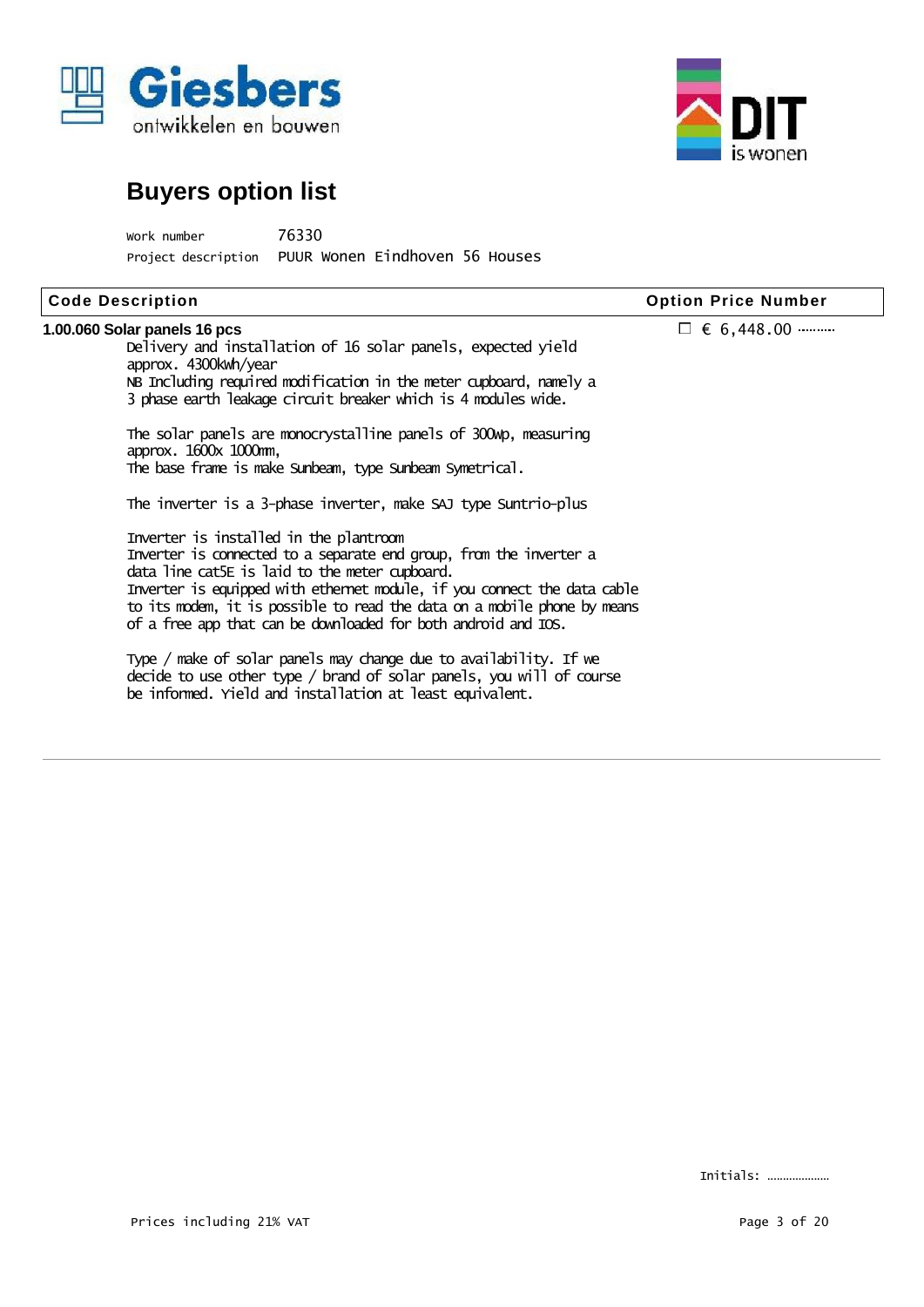# Buyers option list

Work number 76330

Project description PUUR Wonen Eindhoven 56 Houses

| Code Description | Option Price Number |
|---|---|
| **1.00.060 Solar panels 16 pcs** | ☐ € 6,448.00 ......... |

Delivery and installation of 16 solar panels, expected yield approx. 4300kWh/year
NB Including required modification in the meter cupboard, namely a 3 phase earth leakage circuit breaker which is 4 modules wide.

The solar panels are monocrystalline panels of 300wp, measuring approx. 1600x 1000mm,
The base frame is make Sunbeam, type Sunbeam Symetrical.

The inverter is a 3-phase inverter, make SAJ type Suntrio-plus

Inverter is installed in the plantroom
Inverter is connected to a separate end group, from the inverter a data line cat5E is laid to the meter cupboard.
Inverter is equipped with ethernet module, if you connect the data cable to its modem, it is possible to read the data on a mobile phone by means of a free app that can be downloaded for both android and IOS.

Type / make of solar panels may change due to availability. If we decide to use other type / brand of solar panels, you will of course be informed. Yield and installation at least equivalent.

Initials: ...................

Prices including 21% VAT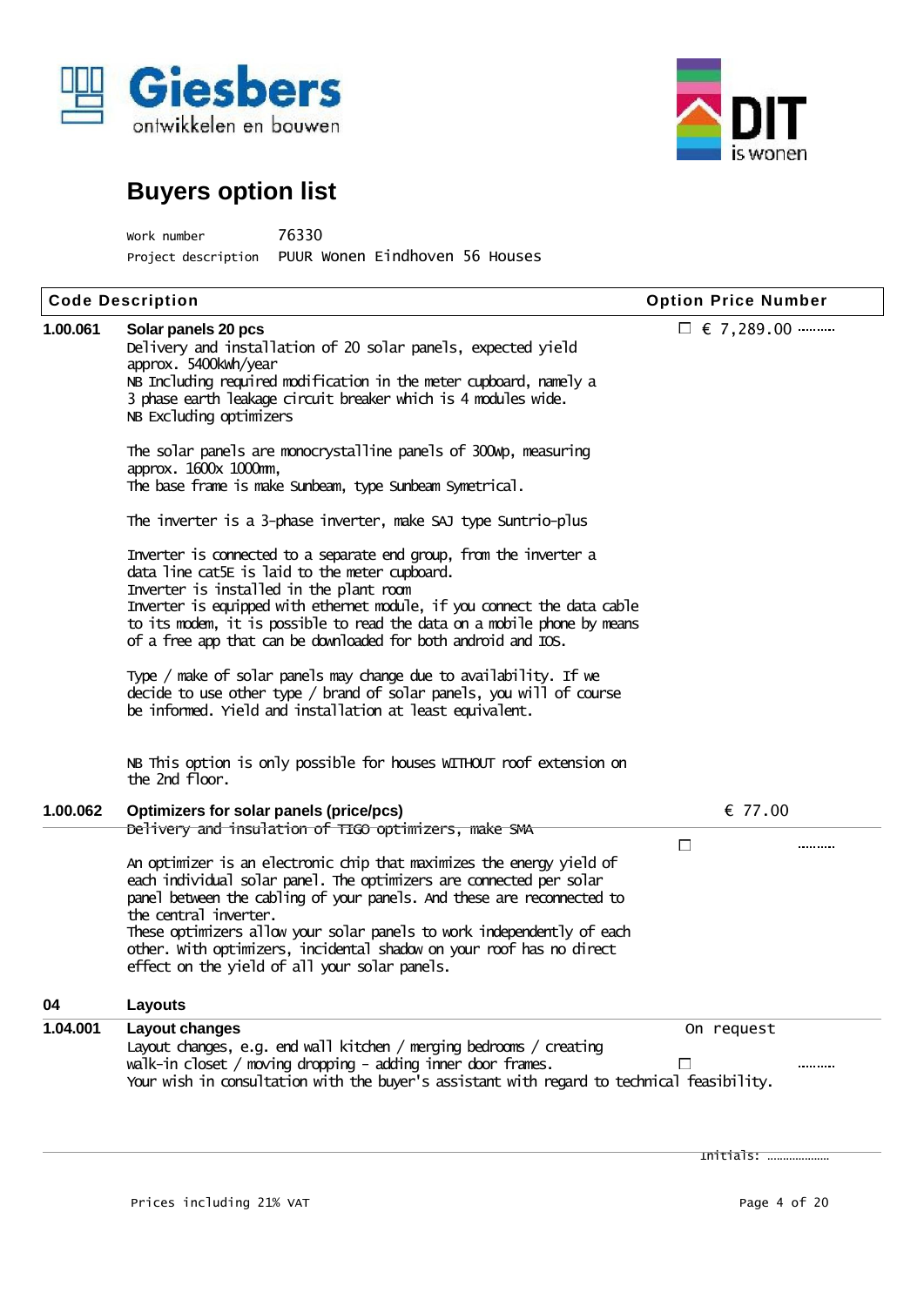# Buyers option list

Work number 76330
Project description PUUR Wonen Eindhoven 56 Houses

| Code | Description | Option | Price | Number |
|---|---|---|---|---|
| 1.00.061 | **Solar panels 20 pcs** | ☐ | € 7,289.00 | .......... |

Delivery and installation of 20 solar panels, expected yield approx. 5400kWh/year
NB Including required modification in the meter cupboard, namely a 3 phase earth leakage circuit breaker which is 4 modules wide.
NB Excluding optimizers

The solar panels are monocrystalline panels of 300Wp, measuring approx. 1600x 1000mm,
The base frame is make Sunbeam, type Sunbeam Symetrical.

The inverter is a 3-phase inverter, make SAJ type Suntrio-plus

Inverter is connected to a separate end group, from the inverter a data line cat5E is laid to the meter cupboard.
Inverter is installed in the plant room
Inverter is equipped with ethernet module, if you connect the data cable to its modem, it is possible to read the data on a mobile phone by means of a free app that can be downloaded for both android and IOS.

Type / make of solar panels may change due to availability. If we decide to use other type / brand of solar panels, you will of course be informed. Yield and installation at least equivalent.

NB This option is only possible for houses WITHOUT roof extension on the 2nd floor.

| Code | Description | Option | Price | Number |
|---|---|---|---|---|
| 1.00.062 | **Optimizers for solar panels (price/pcs)** | ☐ | € 77.00 | .......... |

Delivery and insulation of TIGO optimizers, make SMA

An optimizer is an electronic chip that maximizes the energy yield of each individual solar panel. The optimizers are connected per solar panel between the cabling of your panels. And these are reconnected to the central inverter.
These optimizers allow your solar panels to work independently of each other. With optimizers, incidental shadow on your roof has no direct effect on the yield of all your solar panels.

## 04 Layouts

| Code | Description | Option | Price | Number |
|---|---|---|---|---|
| 1.04.001 | **Layout changes** | ☐ | On request | .......... |

Layout changes, e.g. end wall kitchen / merging bedrooms / creating walk-in closet / moving dropping - adding inner door frames.
Your wish in consultation with the buyer's assistant with regard to technical feasibility.

Initials: ....................

Prices including 21% VAT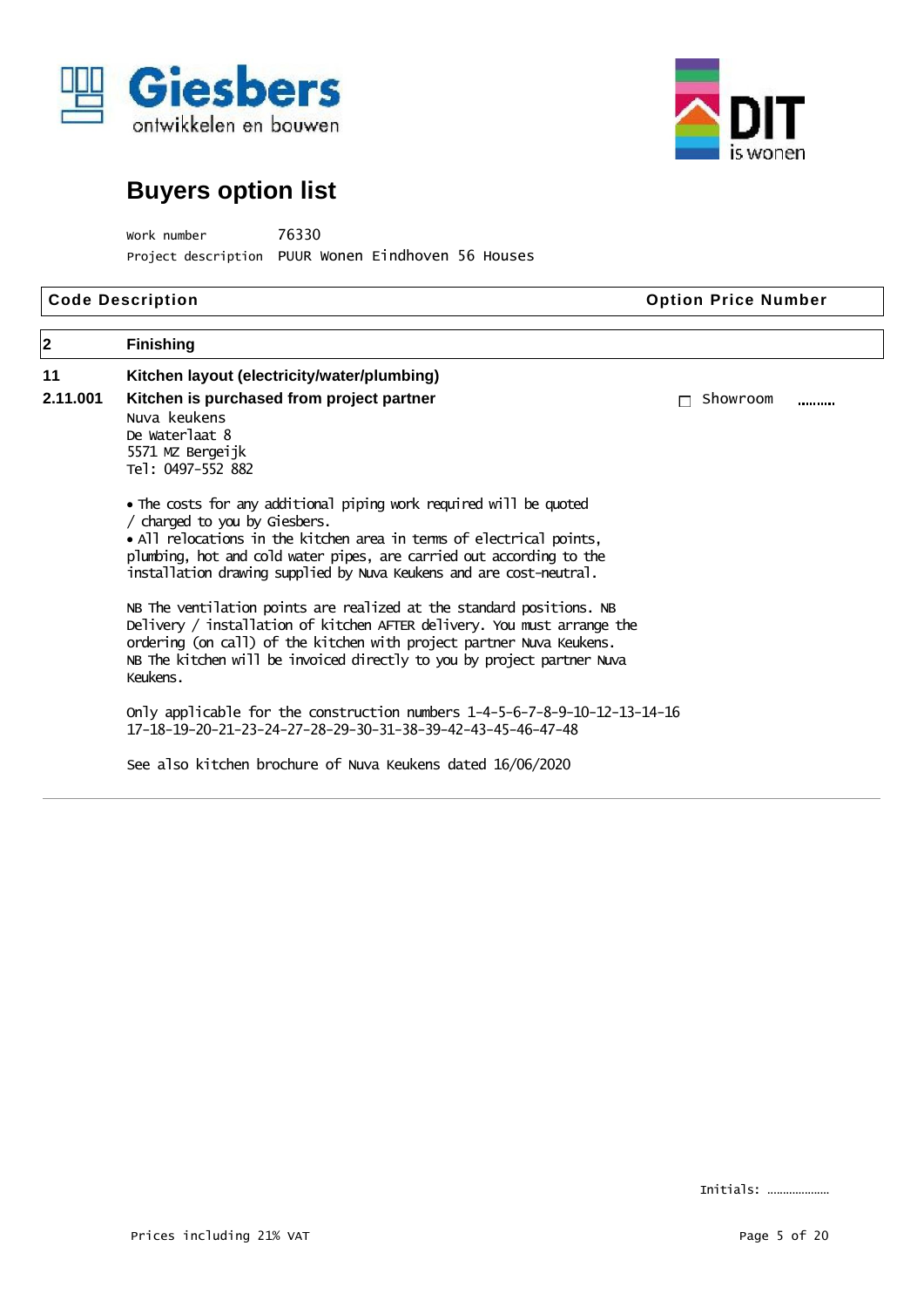Giesbers
ontwikkelen en bouwen

DIT is wonen

# Buyers option list

Work number 76330
Project description PUUR Wonen Eindhoven 56 Houses

| Code | Description | Option | Price | Number |
|---|---|---|---|---|

## 2 Finishing

### 11 Kitchen layout (electricity/water/plumbing)

**2.11.001 Kitchen is purchased from project partner**

☐ Showroom ..........

Nuva keukens
De Waterlaat 8
5571 MZ Bergeijk
Tel: 0497-552 882

- The costs for any additional piping work required will be quoted / charged to you by Giesbers.
- All relocations in the kitchen area in terms of electrical points, plumbing, hot and cold water pipes, are carried out according to the installation drawing supplied by Nuva Keukens and are cost-neutral.

NB The ventilation points are realized at the standard positions. NB Delivery / installation of kitchen AFTER delivery. You must arrange the ordering (on call) of the kitchen with project partner Nuva Keukens.
NB The kitchen will be invoiced directly to you by project partner Nuva Keukens.

Only applicable for the construction numbers 1-4-5-6-7-8-9-10-12-13-14-16 17-18-19-20-21-23-24-27-28-29-30-31-38-39-42-43-45-46-47-48

See also kitchen brochure of Nuva Keukens dated 16/06/2020

Initials: ....................

Prices including 21% VAT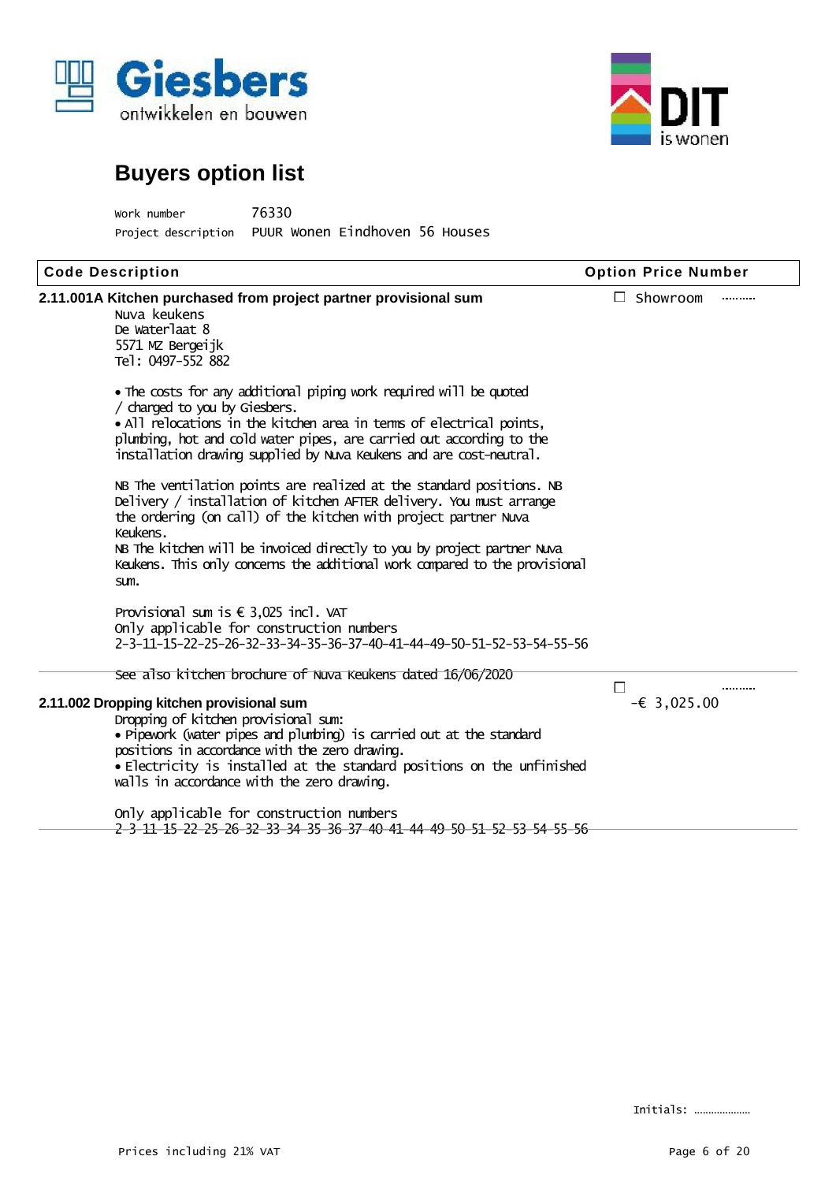# Buyers option list

Work number 76330

Project description PUUR Wonen Eindhoven 56 Houses

| Code Description | Option Price Number |
|---|---|
| **2.11.001A Kitchen purchased from project partner provisional sum** | ☐ Showroom .......... |

Nuva keukens
De Waterlaat 8
5571 MZ Bergeijk
Tel: 0497-552 882

- The costs for any additional piping work required will be quoted / charged to you by Giesbers.
- All relocations in the kitchen area in terms of electrical points, plumbing, hot and cold water pipes, are carried out according to the installation drawing supplied by Nuva Keukens and are cost-neutral.

NB The ventilation points are realized at the standard positions. NB Delivery / installation of kitchen AFTER delivery. You must arrange the ordering (on call) of the kitchen with project partner Nuva Keukens.
NB The kitchen will be invoiced directly to you by project partner Nuva Keukens. This only concerns the additional work compared to the provisional sum.

Provisional sum is € 3,025 incl. VAT
Only applicable for construction numbers
2-3-11-15-22-25-26-32-33-34-35-36-37-40-41-44-49-50-51-52-53-54-55-56

See also kitchen brochure of Nuva Keukens dated 16/06/2020

| Code Description | Option Price Number |
|---|---|
| **2.11.002 Dropping kitchen provisional sum** | ☐ -€ 3,025.00 .......... |

Dropping of kitchen provisional sum:
- Pipework (water pipes and plumbing) is carried out at the standard positions in accordance with the zero drawing.
- Electricity is installed at the standard positions on the unfinished walls in accordance with the zero drawing.

Only applicable for construction numbers
2-3-11-15-22-25-26-32-33-34-35-36-37-40-41-44-49-50-51-52-53-54-55-56

Initials: ....................

Prices including 21% VAT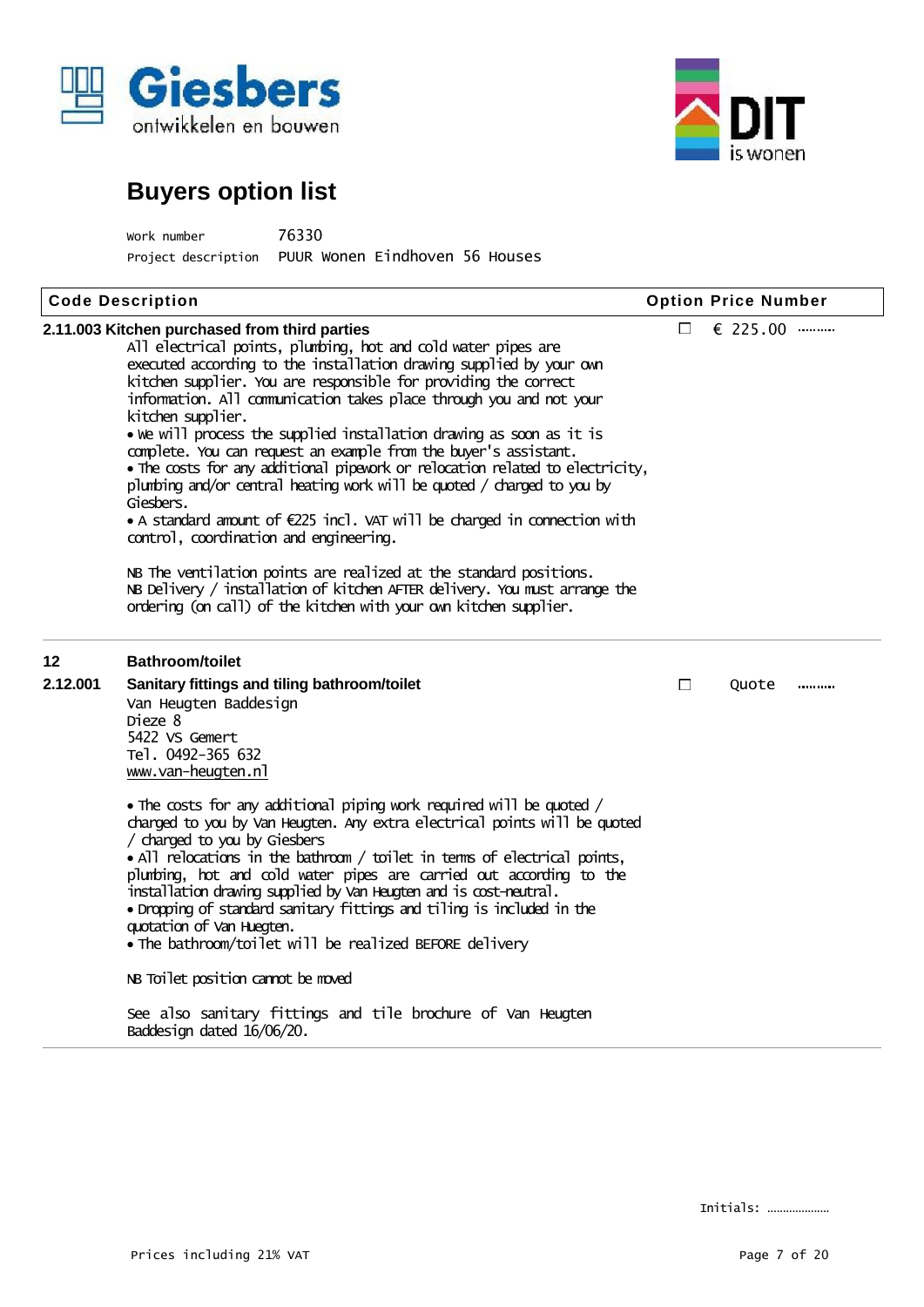# Buyers option list

Work number 76330

Project description PUUR Wonen Eindhoven 56 Houses

| Code | Description | Option | Price | Number |
|---|---|---|---|---|
| 2.11.003 | **Kitchen purchased from third parties** | ☐ | € 225.00 | .......... |

All electrical points, plumbing, hot and cold water pipes are executed according to the installation drawing supplied by your own kitchen supplier. You are responsible for providing the correct information. All communication takes place through you and not your kitchen supplier.

- We will process the supplied installation drawing as soon as it is complete. You can request an example from the buyer's assistant.
- The costs for any additional pipework or relocation related to electricity, plumbing and/or central heating work will be quoted / charged to you by Giesbers.
- A standard amount of €225 incl. VAT will be charged in connection with control, coordination and engineering.

NB The ventilation points are realized at the standard positions.
NB Delivery / installation of kitchen AFTER delivery. You must arrange the ordering (on call) of the kitchen with your own kitchen supplier.

## 12 Bathroom/toilet

| Code | Description | Option | Price | Number |
|---|---|---|---|---|
| 2.12.001 | **Sanitary fittings and tiling bathroom/toilet** | ☐ | Quote | .......... |

Van Heugten Baddesign
Dieze 8
5422 VS Gemert
Tel. 0492-365 632
www.van-heugten.nl

- The costs for any additional piping work required will be quoted / charged to you by Van Heugten. Any extra electrical points will be quoted / charged to you by Giesbers
- All relocations in the bathroom / toilet in terms of electrical points, plumbing, hot and cold water pipes are carried out according to the installation drawing supplied by Van Heugten and is cost-neutral.
- Dropping of standard sanitary fittings and tiling is included in the quotation of Van Huegten.
- The bathroom/toilet will be realized BEFORE delivery

NB Toilet position cannot be moved

See also sanitary fittings and tile brochure of Van Heugten Baddesign dated 16/06/20.

Initials: ....................

Prices including 21% VAT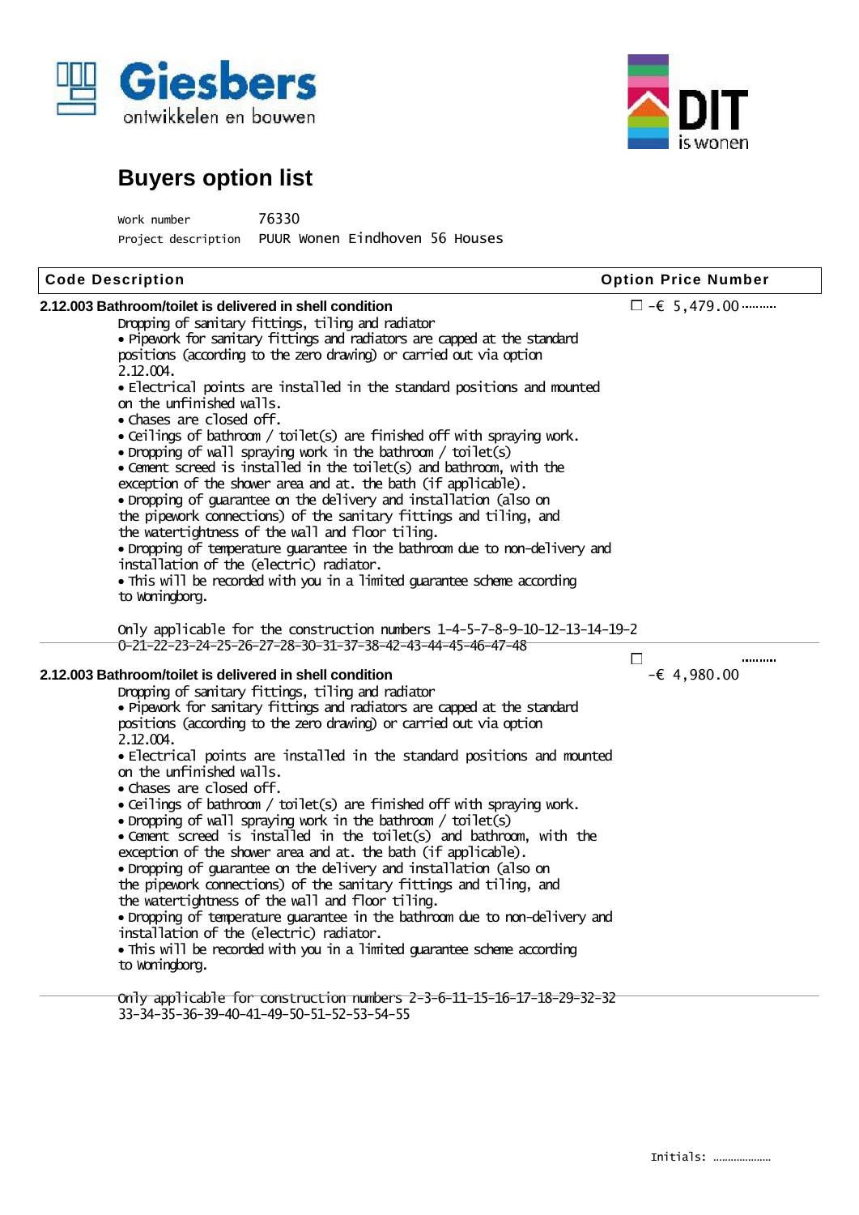Giesbers ontwikkelen en bouwen

DIT is wonen

# Buyers option list

Work number 76330
Project description PUUR Wonen Eindhoven 56 Houses

| Code Description | Option Price Number |
|---|---|

**2.12.003 Bathroom/toilet is delivered in shell condition** ☐ -€ 5,479.00 ..........

Dropping of sanitary fittings, tiling and radiator
- Pipework for sanitary fittings and radiators are capped at the standard positions (according to the zero drawing) or carried out via option 2.12.004.
- Electrical points are installed in the standard positions and mounted on the unfinished walls.
- Chases are closed off.
- Ceilings of bathroom / toilet(s) are finished off with spraying work.
- Dropping of wall spraying work in the bathroom / toilet(s)
- Cement screed is installed in the toilet(s) and bathroom, with the exception of the shower area and at. the bath (if applicable).
- Dropping of guarantee on the delivery and installation (also on the pipework connections) of the sanitary fittings and tiling, and the watertightness of the wall and floor tiling.
- Dropping of temperature guarantee in the bathroom due to non-delivery and installation of the (electric) radiator.
- This will be recorded with you in a limited guarantee scheme according to Woningborg.

Only applicable for the construction numbers 1-4-5-7-8-9-10-12-13-14-19-20-21-22-23-24-25-26-27-28-30-31-37-38-42-43-44-45-46-47-48

**2.12.003 Bathroom/toilet is delivered in shell condition** ☐ -€ 4,980.00 ..........

Dropping of sanitary fittings, tiling and radiator
- Pipework for sanitary fittings and radiators are capped at the standard positions (according to the zero drawing) or carried out via option 2.12.004.
- Electrical points are installed in the standard positions and mounted on the unfinished walls.
- Chases are closed off.
- Ceilings of bathroom / toilet(s) are finished off with spraying work.
- Dropping of wall spraying work in the bathroom / toilet(s)
- Cement screed is installed in the toilet(s) and bathroom, with the exception of the shower area and at. the bath (if applicable).
- Dropping of guarantee on the delivery and installation (also on the pipework connections) of the sanitary fittings and tiling, and the watertightness of the wall and floor tiling.
- Dropping of temperature guarantee in the bathroom due to non-delivery and installation of the (electric) radiator.
- This will be recorded with you in a limited guarantee scheme according to Woningborg.

Only applicable for construction numbers 2-3-6-11-15-16-17-18-29-32-32 33-34-35-36-39-40-41-49-50-51-52-53-54-55

Initials: ....................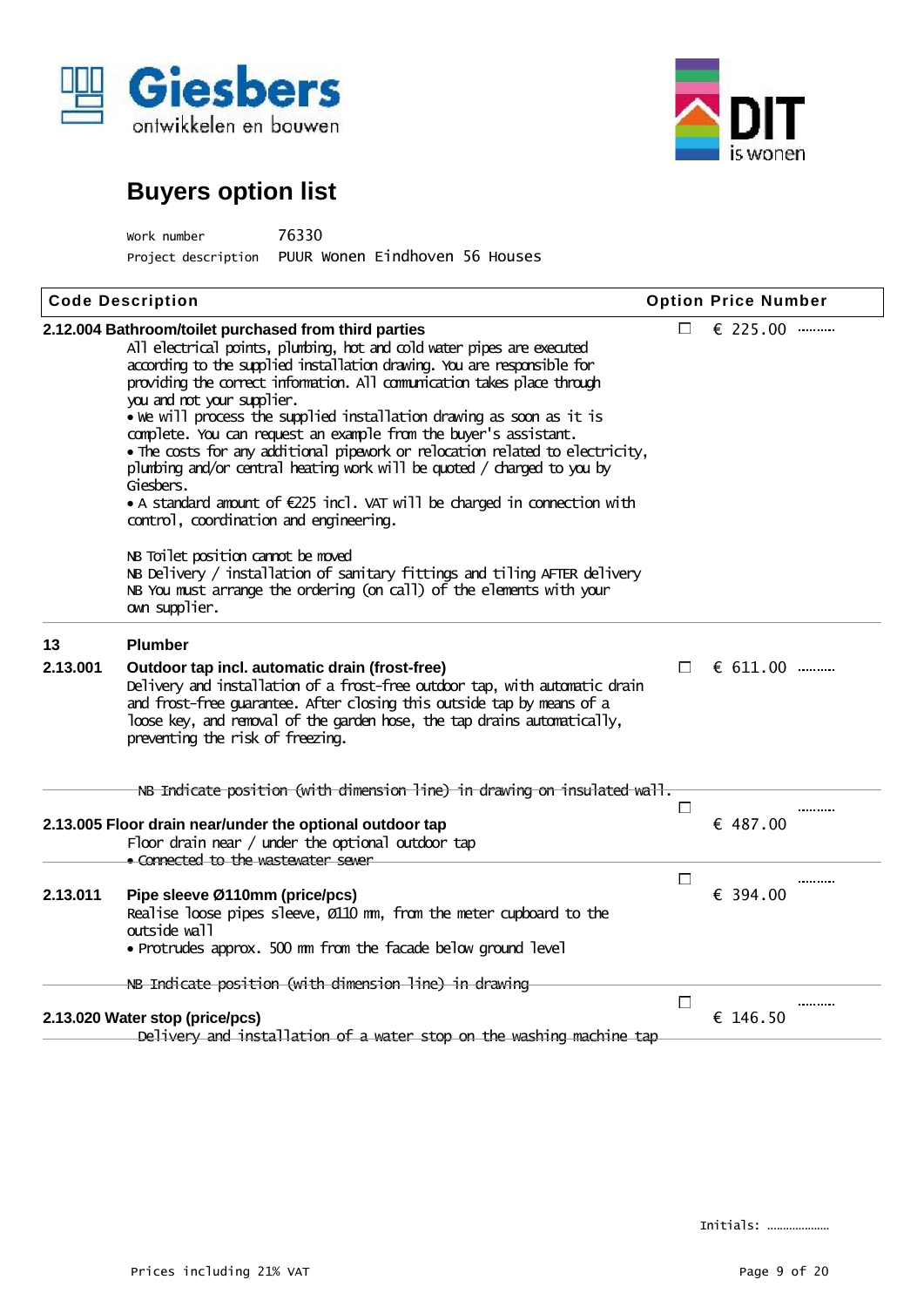Giesbers ontwikkelen en bouwen

DIT is wonen

# Buyers option list

Work number 76330
Project description PUUR Wonen Eindhoven 56 Houses

| Code | Description | Option | Price | Number |
|---|---|---|---|---|
| **2.12.004** | **Bathroom/toilet purchased from third parties**<br>All electrical points, plumbing, hot and cold water pipes are executed according to the supplied installation drawing. You are responsible for providing the correct information. All communication takes place through you and not your supplier.<br>• We will process the supplied installation drawing as soon as it is complete. You can request an example from the buyer's assistant.<br>• The costs for any additional pipework or relocation related to electricity, plumbing and/or central heating work will be quoted / charged to you by Giesbers.<br>• A standard amount of €225 incl. VAT will be charged in connection with control, coordination and engineering.<br><br>NB Toilet position cannot be moved<br>NB Delivery / installation of sanitary fittings and tiling AFTER delivery<br>NB You must arrange the ordering (on call) of the elements with your own supplier. | ☐ | € 225.00 | .......... |
| **13** | **Plumber** | | | |
| **2.13.001** | **Outdoor tap incl. automatic drain (frost-free)**<br>Delivery and installation of a frost-free outdoor tap, with automatic drain and frost-free guarantee. After closing this outside tap by means of a loose key, and removal of the garden hose, the tap drains automatically, preventing the risk of freezing.<br><br>NB Indicate position (with dimension line) in drawing on insulated wall. | ☐ | € 611.00 | .......... |
| **2.13.005** | **Floor drain near/under the optional outdoor tap**<br>Floor drain near / under the optional outdoor tap<br>• Connected to the wastewater sewer | ☐ | € 487.00 | .......... |
| **2.13.011** | **Pipe sleeve Ø110mm (price/pcs)**<br>Realise loose pipes sleeve, Ø110 mm, from the meter cupboard to the outside wall<br>• Protrudes approx. 500 mm from the facade below ground level<br><br>NB Indicate position (with dimension line) in drawing | ☐ | € 394.00 | .......... |
| **2.13.020** | **Water stop (price/pcs)**<br>Delivery and installation of a water stop on the washing machine tap | ☐ | € 146.50 | .......... |

Initials: ....................

Prices including 21% VAT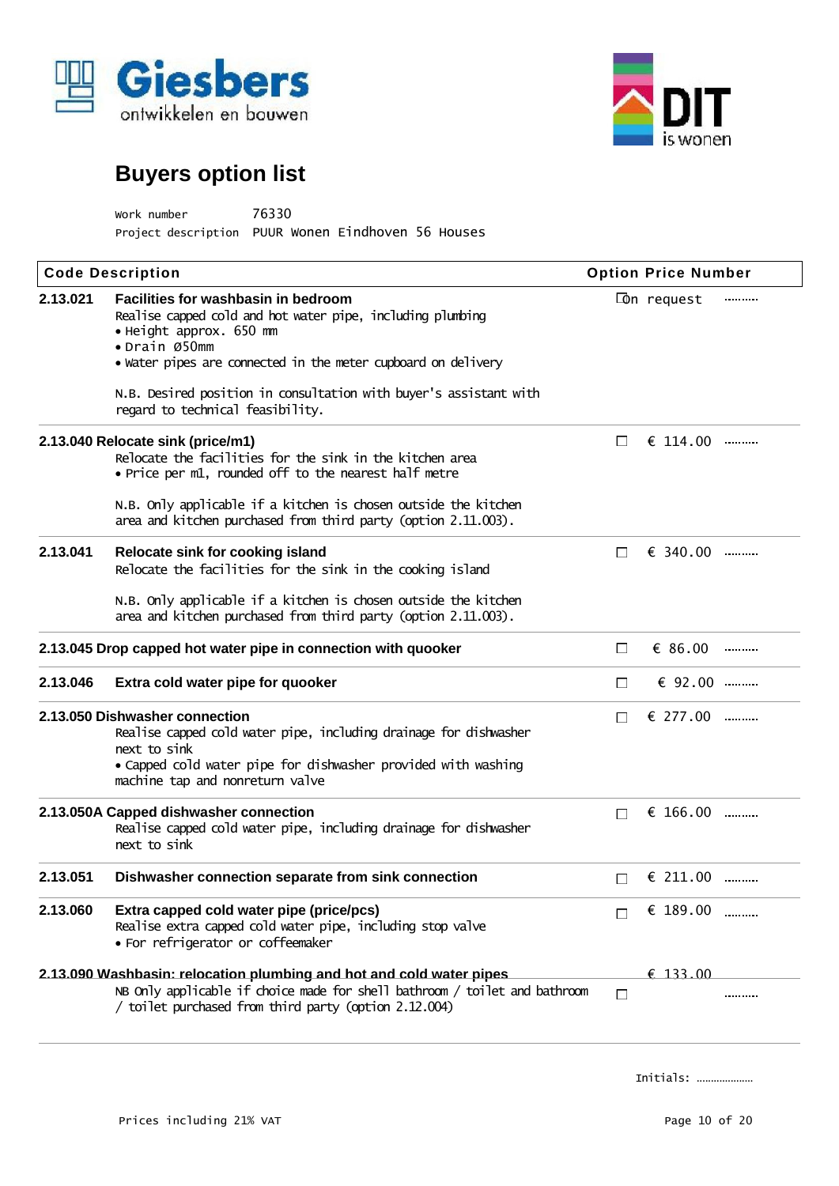Giesbers ontwikkelen en bouwen

DIT is wonen

# Buyers option list

Work number 76330
Project description PUUR Wonen Eindhoven 56 Houses

| Code | Description | Option | Price | Number |
|---|---|---|---|---|
| 2.13.021 | **Facilities for washbasin in bedroom**<br>Realise capped cold and hot water pipe, including plumbing<br>• Height approx. 650 mm<br>• Drain Ø50mm<br>• Water pipes are connected in the meter cupboard on delivery<br><br>N.B. Desired position in consultation with buyer's assistant with regard to technical feasibility. | ☐ | On request | .......... |
| 2.13.040 | **Relocate sink (price/m1)**<br>Relocate the facilities for the sink in the kitchen area<br>• Price per m1, rounded off to the nearest half metre<br><br>N.B. Only applicable if a kitchen is chosen outside the kitchen area and kitchen purchased from third party (option 2.11.003). | ☐ | € 114.00 | .......... |
| 2.13.041 | **Relocate sink for cooking island**<br>Relocate the facilities for the sink in the cooking island<br><br>N.B. Only applicable if a kitchen is chosen outside the kitchen area and kitchen purchased from third party (option 2.11.003). | ☐ | € 340.00 | .......... |
| 2.13.045 | **Drop capped hot water pipe in connection with quooker** | ☐ | € 86.00 | .......... |
| 2.13.046 | **Extra cold water pipe for quooker** | ☐ | € 92.00 | .......... |
| 2.13.050 | **Dishwasher connection**<br>Realise capped cold water pipe, including drainage for dishwasher next to sink<br>• Capped cold water pipe for dishwasher provided with washing machine tap and nonreturn valve | ☐ | € 277.00 | .......... |
| 2.13.050A | **Capped dishwasher connection**<br>Realise capped cold water pipe, including drainage for dishwasher next to sink | ☐ | € 166.00 | .......... |
| 2.13.051 | **Dishwasher connection separate from sink connection** | ☐ | € 211.00 | .......... |
| 2.13.060 | **Extra capped cold water pipe (price/pcs)**<br>Realise extra capped cold water pipe, including stop valve<br>• For refrigerator or coffeemaker | ☐ | € 189.00 | .......... |
| 2.13.090 | **Washbasin: relocation plumbing and hot and cold water pipes**<br>NB Only applicable if choice made for shell bathroom / toilet and bathroom / toilet purchased from third party (option 2.12.004) | ☐ | € 133.00 | .......... |

Initials: ....................

Prices including 21% VAT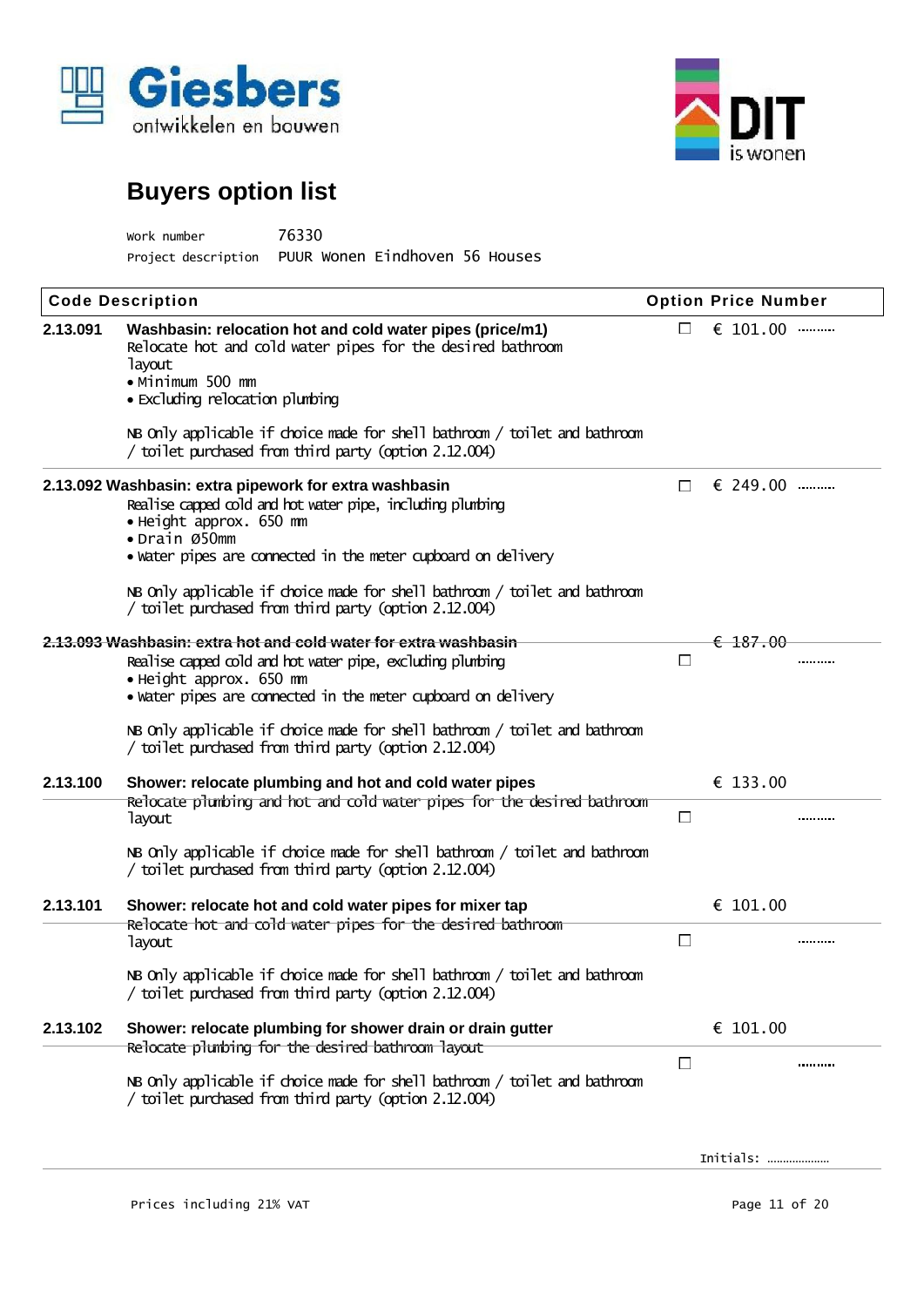Giesbers ontwikkelen en bouwen

DIT is wonen

# Buyers option list

Work number 76330
Project description PUUR Wonen Eindhoven 56 Houses

| Code | Description | Option | Price | Number |
|---|---|---|---|---|
| 2.13.091 | **Washbasin: relocation hot and cold water pipes (price/m1)**<br>Relocate hot and cold water pipes for the desired bathroom layout<br>• Minimum 500 mm<br>• Excluding relocation plumbing<br><br>NB Only applicable if choice made for shell bathroom / toilet and bathroom / toilet purchased from third party (option 2.12.004) | ☐ | € 101.00 | .......... |
| 2.13.092 | **Washbasin: extra pipework for extra washbasin**<br>Realise capped cold and hot water pipe, including plumbing<br>• Height approx. 650 mm<br>• Drain Ø50mm<br>• Water pipes are connected in the meter cupboard on delivery<br><br>NB Only applicable if choice made for shell bathroom / toilet and bathroom / toilet purchased from third party (option 2.12.004) | ☐ | € 249.00 | .......... |
| ~~2.13.093~~ | ~~**Washbasin: extra hot and cold water for extra washbasin**~~<br>Realise capped cold and hot water pipe, excluding plumbing<br>• Height approx. 650 mm<br>• Water pipes are connected in the meter cupboard on delivery<br><br>NB Only applicable if choice made for shell bathroom / toilet and bathroom / toilet purchased from third party (option 2.12.004) | ☐ | ~~€ 187.00~~ | .......... |
| 2.13.100 | **Shower: relocate plumbing and hot and cold water pipes**<br>~~Relocate plumbing and hot and cold water pipes for the desired bathroom~~ layout<br><br>NB Only applicable if choice made for shell bathroom / toilet and bathroom / toilet purchased from third party (option 2.12.004) | ☐ | € 133.00 | .......... |
| 2.13.101 | **Shower: relocate hot and cold water pipes for mixer tap**<br>~~Relocate hot and cold water pipes for the desired bathroom~~ layout<br><br>NB Only applicable if choice made for shell bathroom / toilet and bathroom / toilet purchased from third party (option 2.12.004) | ☐ | € 101.00 | .......... |
| 2.13.102 | **Shower: relocate plumbing for shower drain or drain gutter**<br>~~Relocate plumbing for the desired bathroom layout~~<br><br>NB Only applicable if choice made for shell bathroom / toilet and bathroom / toilet purchased from third party (option 2.12.004) | ☐ | € 101.00 | .......... |

Initials: ....................

Prices including 21% VAT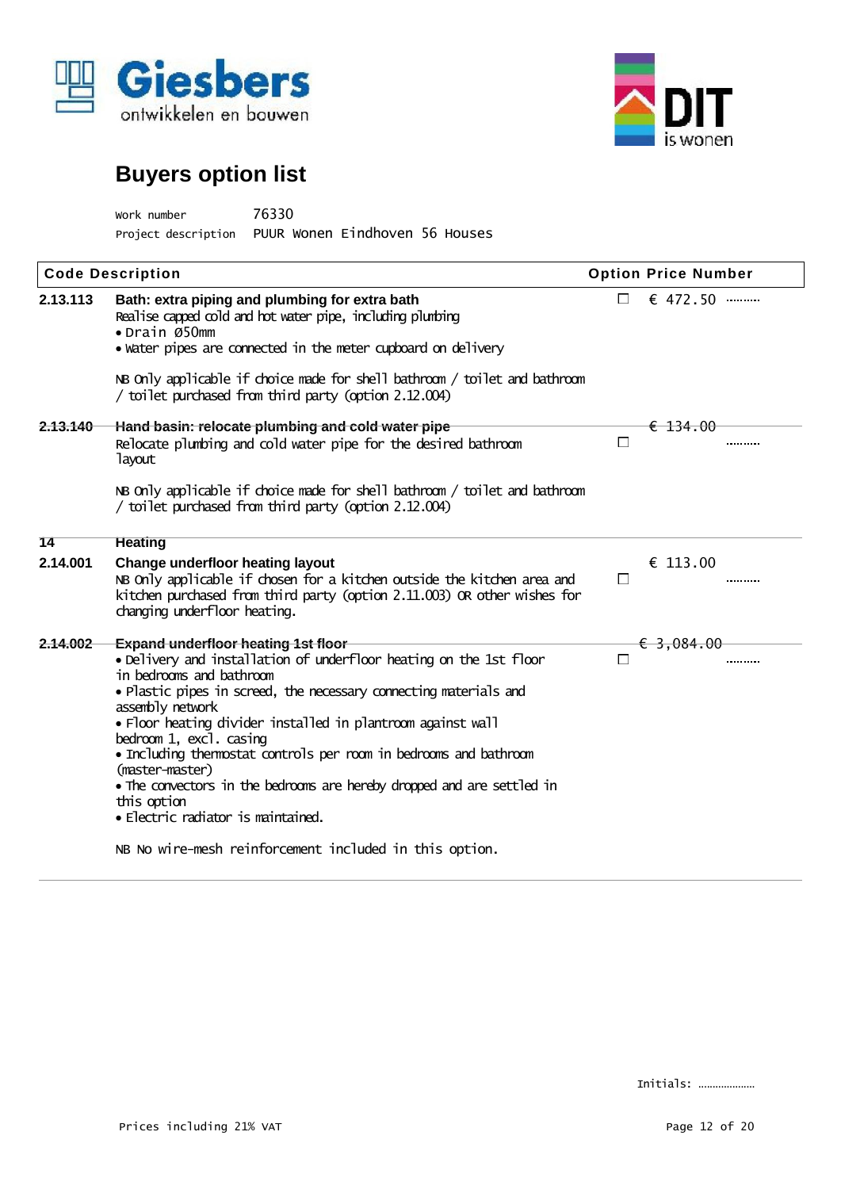# Buyers option list

Work number 76330
Project description PUUR Wonen Eindhoven 56 Houses

| Code | Description | Option | Price | Number |
|---|---|---|---|---|
| 2.13.113 | **Bath: extra piping and plumbing for extra bath**<br>Realise capped cold and hot water pipe, including plumbing<br>• Drain Ø50mm<br>• Water pipes are connected in the meter cupboard on delivery<br><br>NB Only applicable if choice made for shell bathroom / toilet and bathroom / toilet purchased from third party (option 2.12.004) | ☐ | € 472.50 | .......... |
| ~~2.13.140~~ | ~~**Hand basin: relocate plumbing and cold water pipe**~~<br>Relocate plumbing and cold water pipe for the desired bathroom layout<br><br>NB Only applicable if choice made for shell bathroom / toilet and bathroom / toilet purchased from third party (option 2.12.004) | ☐ | ~~€ 134.00~~ | .......... |
| **14** | **Heating** | | | |
| 2.14.001 | **Change underfloor heating layout**<br>NB Only applicable if chosen for a kitchen outside the kitchen area and kitchen purchased from third party (option 2.11.003) OR other wishes for changing underfloor heating. | ☐ | € 113.00 | .......... |
| ~~2.14.002~~ | ~~**Expand underfloor heating 1st floor**~~<br>• Delivery and installation of underfloor heating on the 1st floor in bedrooms and bathroom<br>• Plastic pipes in screed, the necessary connecting materials and assembly network<br>• Floor heating divider installed in plantroom against wall bedroom 1, excl. casing<br>• Including thermostat controls per room in bedrooms and bathroom (master-master)<br>• The convectors in the bedrooms are hereby dropped and are settled in this option<br>• Electric radiator is maintained.<br><br>NB No wire-mesh reinforcement included in this option. | ☐ | ~~€ 3,084.00~~ | .......... |

Initials: ....................

Prices including 21% VAT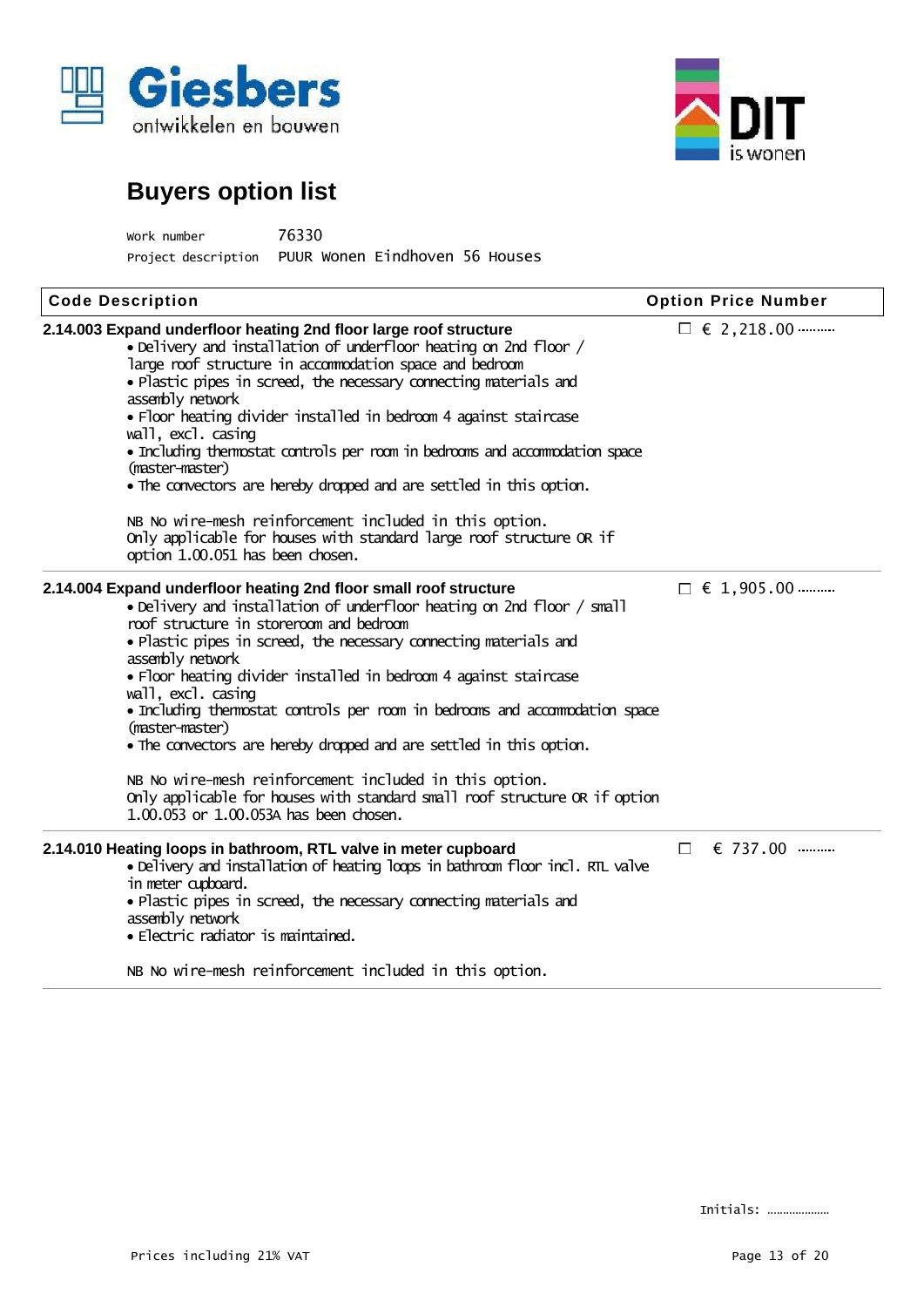# Buyers option list

Work number 76330
Project description PUUR Wonen Eindhoven 56 Houses

| Code Description | Option Price Number |
|---|---|
| **2.14.003 Expand underfloor heating 2nd floor large roof structure**<br>• Delivery and installation of underfloor heating on 2nd floor / large roof structure in accommodation space and bedroom<br>• Plastic pipes in screed, the necessary connecting materials and assembly network<br>• Floor heating divider installed in bedroom 4 against staircase wall, excl. casing<br>• Including thermostat controls per room in bedrooms and accommodation space (master-master)<br>• The convectors are hereby dropped and are settled in this option.<br><br>NB No wire-mesh reinforcement included in this option.<br>Only applicable for houses with standard large roof structure OR if option 1.00.051 has been chosen. | ☐ € 2,218.00 .......... |
| **2.14.004 Expand underfloor heating 2nd floor small roof structure**<br>• Delivery and installation of underfloor heating on 2nd floor / small roof structure in storeroom and bedroom<br>• Plastic pipes in screed, the necessary connecting materials and assembly network<br>• Floor heating divider installed in bedroom 4 against staircase wall, excl. casing<br>• Including thermostat controls per room in bedrooms and accommodation space (master-master)<br>• The convectors are hereby dropped and are settled in this option.<br><br>NB No wire-mesh reinforcement included in this option.<br>Only applicable for houses with standard small roof structure OR if option 1.00.053 or 1.00.053A has been chosen. | ☐ € 1,905.00 .......... |
| **2.14.010 Heating loops in bathroom, RTL valve in meter cupboard**<br>• Delivery and installation of heating loops in bathroom floor incl. RTL valve in meter cupboard.<br>• Plastic pipes in screed, the necessary connecting materials and assembly network<br>• Electric radiator is maintained.<br><br>NB No wire-mesh reinforcement included in this option. | ☐ € 737.00 .......... |

Initials: ....................

Prices including 21% VAT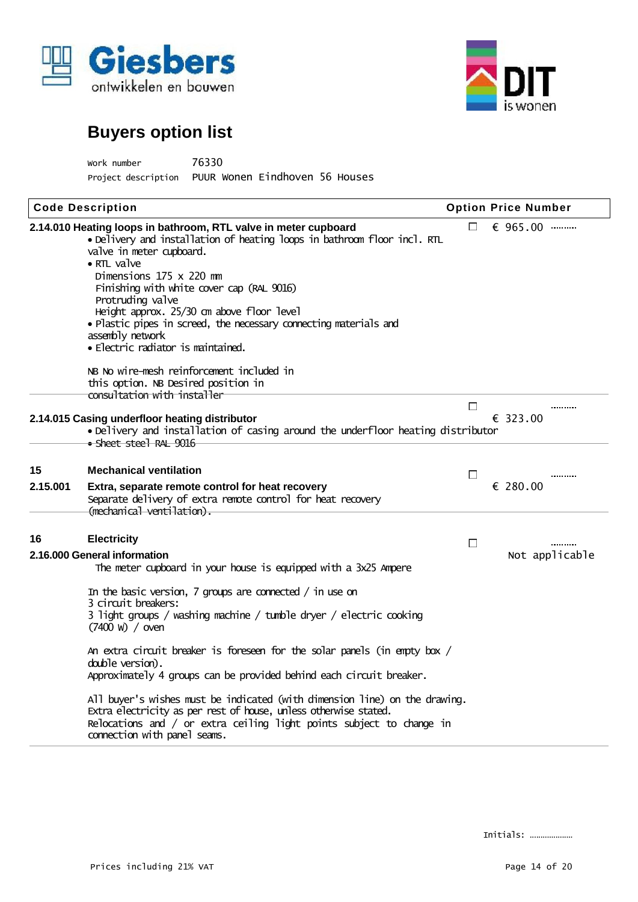Giesbers ontwikkelen en bouwen

DIT is wonen

# Buyers option list

Work number 76330
Project description PUUR Wonen Eindhoven 56 Houses

| Code | Description | Option | Price | Number |
|---|---|---|---|---|
| **2.14.010** | **Heating loops in bathroom, RTL valve in meter cupboard**<br>• Delivery and installation of heating loops in bathroom floor incl. RTL valve in meter cupboard.<br>• RTL valve<br>Dimensions 175 x 220 mm<br>Finishing with white cover cap (RAL 9016)<br>Protruding valve<br>Height approx. 25/30 cm above floor level<br>• Plastic pipes in screed, the necessary connecting materials and assembly network<br>• Electric radiator is maintained.<br><br>NB No wire-mesh reinforcement included in this option. NB Desired position in consultation with installer | ☐ | € 965.00 | .......... |
| **2.14.015** | **Casing underfloor heating distributor**<br>• Delivery and installation of casing around the underfloor heating distributor<br>• Sheet steel RAL 9016 | ☐ | € 323.00 | .......... |
| **15** | **Mechanical ventilation** | | | |
| **2.15.001** | **Extra, separate remote control for heat recovery**<br>Separate delivery of extra remote control for heat recovery (mechanical ventilation). | ☐ | € 280.00 | .......... |
| **16** | **Electricity** | | | |
| **2.16.000** | **General information**<br>The meter cupboard in your house is equipped with a 3x25 Ampere<br><br>In the basic version, 7 groups are connected / in use on 3 circuit breakers:<br>3 light groups / washing machine / tumble dryer / electric cooking (7400 W) / oven<br><br>An extra circuit breaker is foreseen for the solar panels (in empty box / double version).<br>Approximately 4 groups can be provided behind each circuit breaker.<br><br>All buyer's wishes must be indicated (with dimension line) on the drawing.<br>Extra electricity as per rest of house, unless otherwise stated.<br>Relocations and / or extra ceiling light points subject to change in connection with panel seams. | ☐ | Not applicable | .......... |

Initials: ....................

Prices including 21% VAT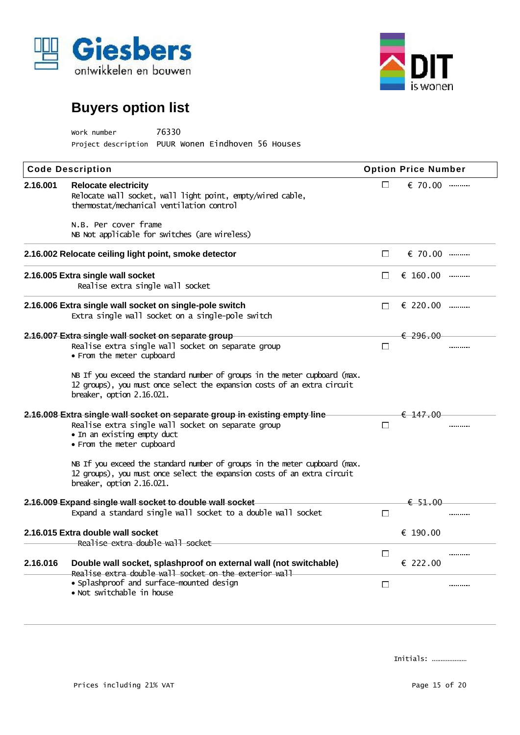Giesbers ontwikkelen en bouwen

DIT is wonen

# Buyers option list

Work number 76330
Project description PUUR Wonen Eindhoven 56 Houses

| Code | Description | Option | Price | Number |
|---|---|---|---|---|
| 2.16.001 | **Relocate electricity**<br>Relocate wall socket, wall light point, empty/wired cable, thermostat/mechanical ventilation control<br><br>N.B. Per cover frame<br>NB Not applicable for switches (are wireless) | ☐ | € 70.00 | .......... |
| 2.16.002 | **Relocate ceiling light point, smoke detector** | ☐ | € 70.00 | .......... |
| 2.16.005 | **Extra single wall socket**<br>Realise extra single wall socket | ☐ | € 160.00 | .......... |
| 2.16.006 | **Extra single wall socket on single-pole switch**<br>Extra single wall socket on a single-pole switch | ☐ | € 220.00 | .......... |
| ~~2.16.007~~ | ~~**Extra single wall socket on separate group**~~<br>Realise extra single wall socket on separate group<br>• From the meter cupboard<br><br>NB If you exceed the standard number of groups in the meter cupboard (max. 12 groups), you must once select the expansion costs of an extra circuit breaker, option 2.16.021. | ☐ | ~~€ 296.00~~ | .......... |
| ~~2.16.008~~ | ~~**Extra single wall socket on separate group in existing empty line**~~<br>Realise extra single wall socket on separate group<br>• In an existing empty duct<br>• From the meter cupboard<br><br>NB If you exceed the standard number of groups in the meter cupboard (max. 12 groups), you must once select the expansion costs of an extra circuit breaker, option 2.16.021. | ☐ | ~~€ 147.00~~ | .......... |
| ~~2.16.009~~ | ~~**Expand single wall socket to double wall socket**~~<br>Expand a standard single wall socket to a double wall socket | ☐ | ~~€ 51.00~~ | .......... |
| 2.16.015 | **Extra double wall socket**<br>~~Realise extra double wall socket~~ | ☐ | € 190.00 | .......... |
| 2.16.016 | **Double wall socket, splashproof on external wall (not switchable)**<br>~~Realise extra double wall socket on the exterior wall~~<br>• Splashproof and surface-mounted design<br>• Not switchable in house | ☐ | € 222.00 | .......... |

Initials: ....................

Prices including 21% VAT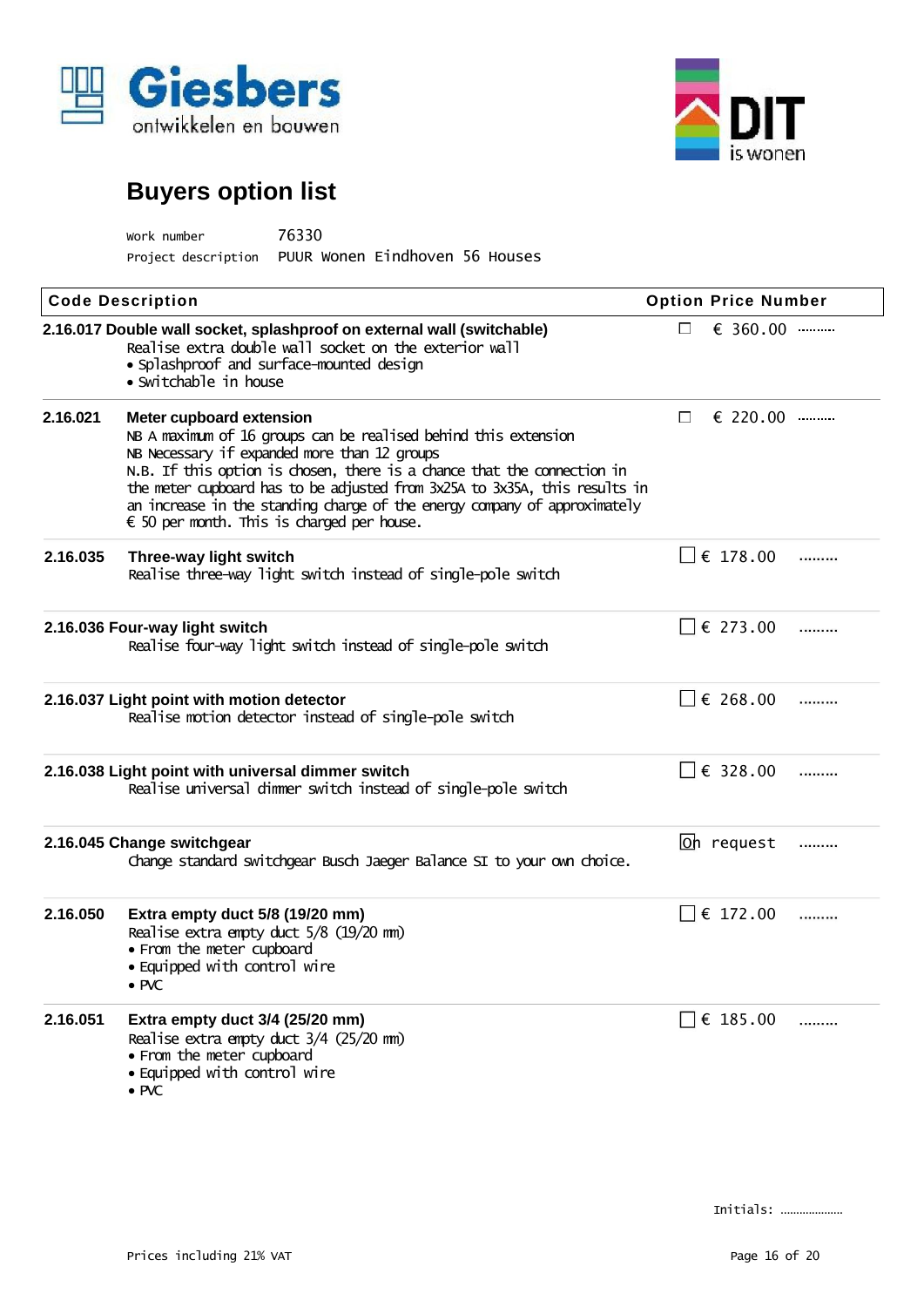Giesbers ontwikkelen en bouwen

DIT is wonen

# Buyers option list

Work number 76330

Project description PUUR Wonen Eindhoven 56 Houses

| Code | Description | Option | Price | Number |
|---|---|---|---|---|
| 2.16.017 | **Double wall socket, splashproof on external wall (switchable)**<br>Realise extra double wall socket on the exterior wall<br>• Splashproof and surface-mounted design<br>• Switchable in house | ☐ | € 360.00 | ......... |
| 2.16.021 | **Meter cupboard extension**<br>NB A maximum of 16 groups can be realised behind this extension<br>NB Necessary if expanded more than 12 groups<br>N.B. If this option is chosen, there is a chance that the connection in the meter cupboard has to be adjusted from 3x25A to 3x35A, this results in an increase in the standing charge of the energy company of approximately € 50 per month. This is charged per house. | ☐ | € 220.00 | ......... |
| 2.16.035 | **Three-way light switch**<br>Realise three-way light switch instead of single-pole switch | ☐ | € 178.00 | ......... |
| 2.16.036 | **Four-way light switch**<br>Realise four-way light switch instead of single-pole switch | ☐ | € 273.00 | ......... |
| 2.16.037 | **Light point with motion detector**<br>Realise motion detector instead of single-pole switch | ☐ | € 268.00 | ......... |
| 2.16.038 | **Light point with universal dimmer switch**<br>Realise universal dimmer switch instead of single-pole switch | ☐ | € 328.00 | ......... |
| 2.16.045 | **Change switchgear**<br>Change standard switchgear Busch Jaeger Balance SI to your own choice. | ☐ | On request | ......... |
| 2.16.050 | **Extra empty duct 5/8 (19/20 mm)**<br>Realise extra empty duct 5/8 (19/20 mm)<br>• From the meter cupboard<br>• Equipped with control wire<br>• PVC | ☐ | € 172.00 | ......... |
| 2.16.051 | **Extra empty duct 3/4 (25/20 mm)**<br>Realise extra empty duct 3/4 (25/20 mm)<br>• From the meter cupboard<br>• Equipped with control wire<br>• PVC | ☐ | € 185.00 | ......... |

Initials: ....................

Prices including 21% VAT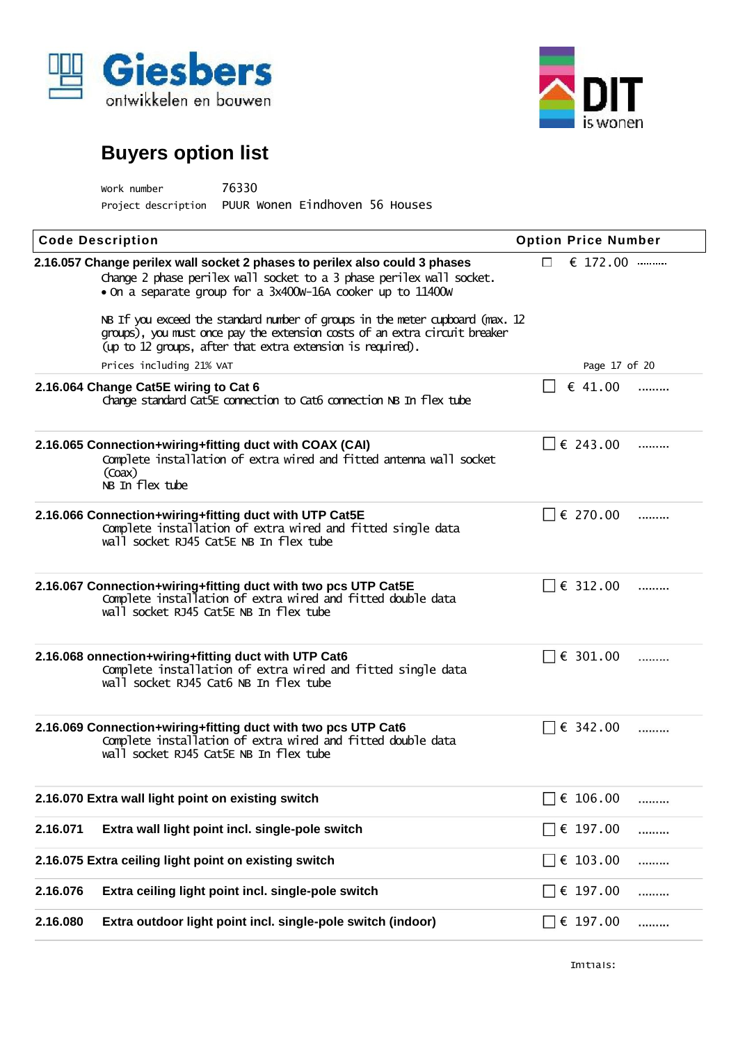Giesbers ontwikkelen en bouwen

DIT is wonen

# Buyers option list

Work number 76330
Project description PUUR Wonen Eindhoven 56 Houses

| Code Description | Option | Price | Number |
|---|---|---|---|
| **2.16.057 Change perilex wall socket 2 phases to perilex also could 3 phases**<br>Change 2 phase perilex wall socket to a 3 phase perilex wall socket.<br>• On a separate group for a 3x400W-16A cooker up to 11400W<br><br>NB If you exceed the standard number of groups in the meter cupboard (max. 12 groups), you must once pay the extension costs of an extra circuit breaker (up to 12 groups, after that extra extension is required).<br><br>Prices including 21% VAT | ☐ | € 172.00 | ......... |
| **2.16.064 Change Cat5E wiring to Cat 6**<br>Change standard Cat5E connection to Cat6 connection NB In flex tube | ☐ | € 41.00 | ......... |
| **2.16.065 Connection+wiring+fitting duct with COAX (CAI)**<br>Complete installation of extra wired and fitted antenna wall socket (Coax)<br>NB In flex tube | ☐ | € 243.00 | ......... |
| **2.16.066 Connection+wiring+fitting duct with UTP Cat5E**<br>Complete installation of extra wired and fitted single data wall socket RJ45 Cat5E NB In flex tube | ☐ | € 270.00 | ......... |
| **2.16.067 Connection+wiring+fitting duct with two pcs UTP Cat5E**<br>Complete installation of extra wired and fitted double data wall socket RJ45 Cat5E NB In flex tube | ☐ | € 312.00 | ......... |
| **2.16.068 onnection+wiring+fitting duct with UTP Cat6**<br>Complete installation of extra wired and fitted single data wall socket RJ45 Cat6 NB In flex tube | ☐ | € 301.00 | ......... |
| **2.16.069 Connection+wiring+fitting duct with two pcs UTP Cat6**<br>Complete installation of extra wired and fitted double data wall socket RJ45 Cat5E NB In flex tube | ☐ | € 342.00 | ......... |
| **2.16.070 Extra wall light point on existing switch** | ☐ | € 106.00 | ......... |
| **2.16.071 Extra wall light point incl. single-pole switch** | ☐ | € 197.00 | ......... |
| **2.16.075 Extra ceiling light point on existing switch** | ☐ | € 103.00 | ......... |
| **2.16.076 Extra ceiling light point incl. single-pole switch** | ☐ | € 197.00 | ......... |
| **2.16.080 Extra outdoor light point incl. single-pole switch (indoor)** | ☐ | € 197.00 | ......... |

Initials: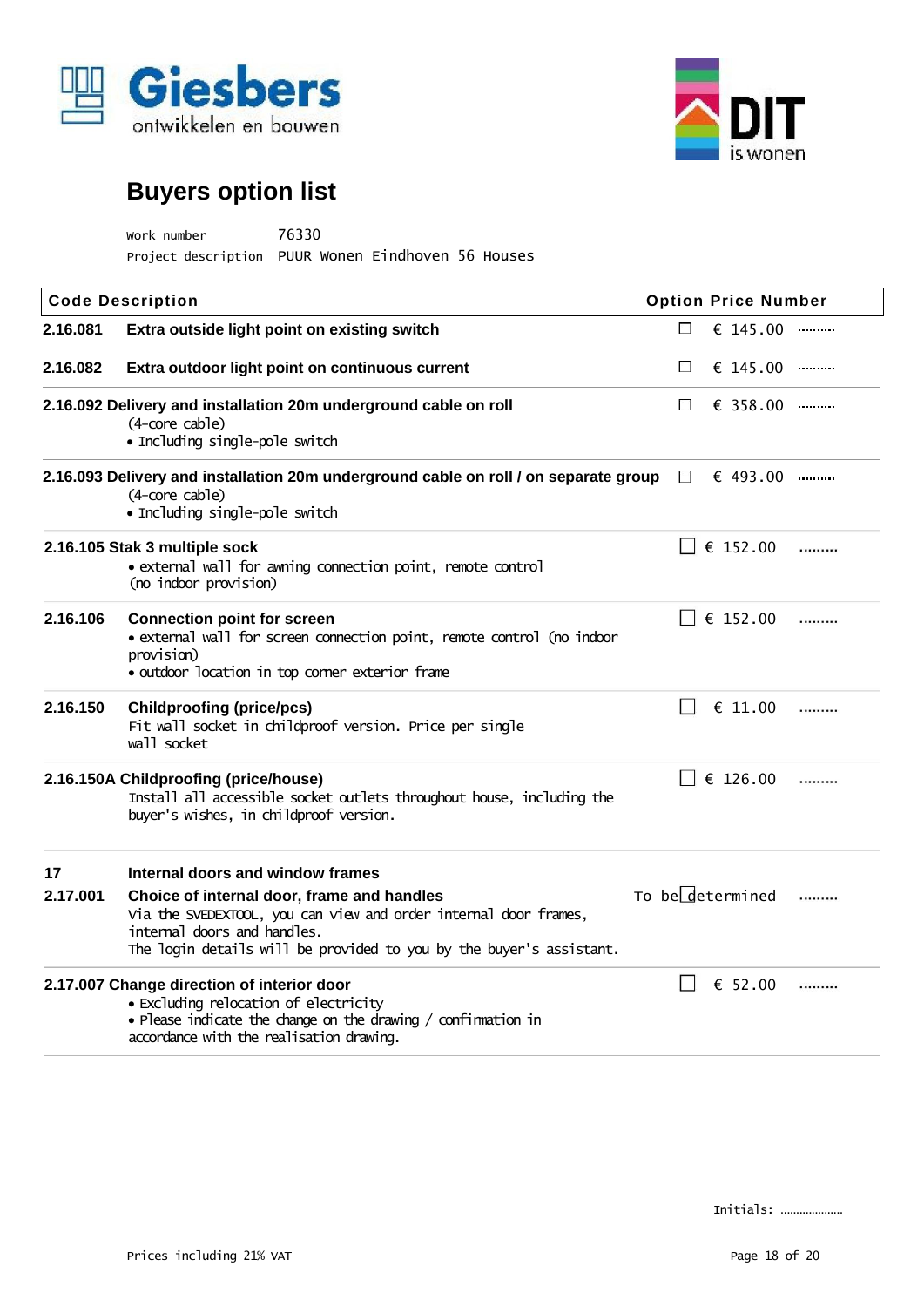Giesbers
ontwikkelen en bouwen

DIT is wonen

# Buyers option list

Work number 76330
Project description PUUR Wonen Eindhoven 56 Houses

| Code | Description | Option | Price | Number |
|---|---|---|---|---|
| 2.16.081 | **Extra outside light point on existing switch** | ☐ | € 145.00 | .......... |
| 2.16.082 | **Extra outdoor light point on continuous current** | ☐ | € 145.00 | .......... |
| 2.16.092 | **Delivery and installation 20m underground cable on roll**<br>(4-core cable)<br>• Including single-pole switch | ☐ | € 358.00 | .......... |
| 2.16.093 | **Delivery and installation 20m underground cable on roll / on separate group**<br>(4-core cable)<br>• Including single-pole switch | ☐ | € 493.00 | .......... |
| 2.16.105 | **Stak 3 multiple sock**<br>• external wall for awning connection point, remote control<br>(no indoor provision) | ☐ | € 152.00 | ......... |
| 2.16.106 | **Connection point for screen**<br>• external wall for screen connection point, remote control (no indoor provision)<br>• outdoor location in top corner exterior frame | ☐ | € 152.00 | ......... |
| 2.16.150 | **Childproofing (price/pcs)**<br>Fit wall socket in childproof version. Price per single wall socket | ☐ | € 11.00 | ......... |
| 2.16.150A | **Childproofing (price/house)**<br>Install all accessible socket outlets throughout house, including the buyer's wishes, in childproof version. | ☐ | € 126.00 | ......... |
| 17 | **Internal doors and window frames** | | | |
| 2.17.001 | **Choice of internal door, frame and handles**<br>Via the SVEDEXTOOL, you can view and order internal door frames, internal doors and handles.<br>The login details will be provided to you by the buyer's assistant. | ☐ | To be determined | ......... |
| 2.17.007 | **Change direction of interior door**<br>• Excluding relocation of electricity<br>• Please indicate the change on the drawing / confirmation in accordance with the realisation drawing. | ☐ | € 52.00 | ......... |

Initials: ....................

Prices including 21% VAT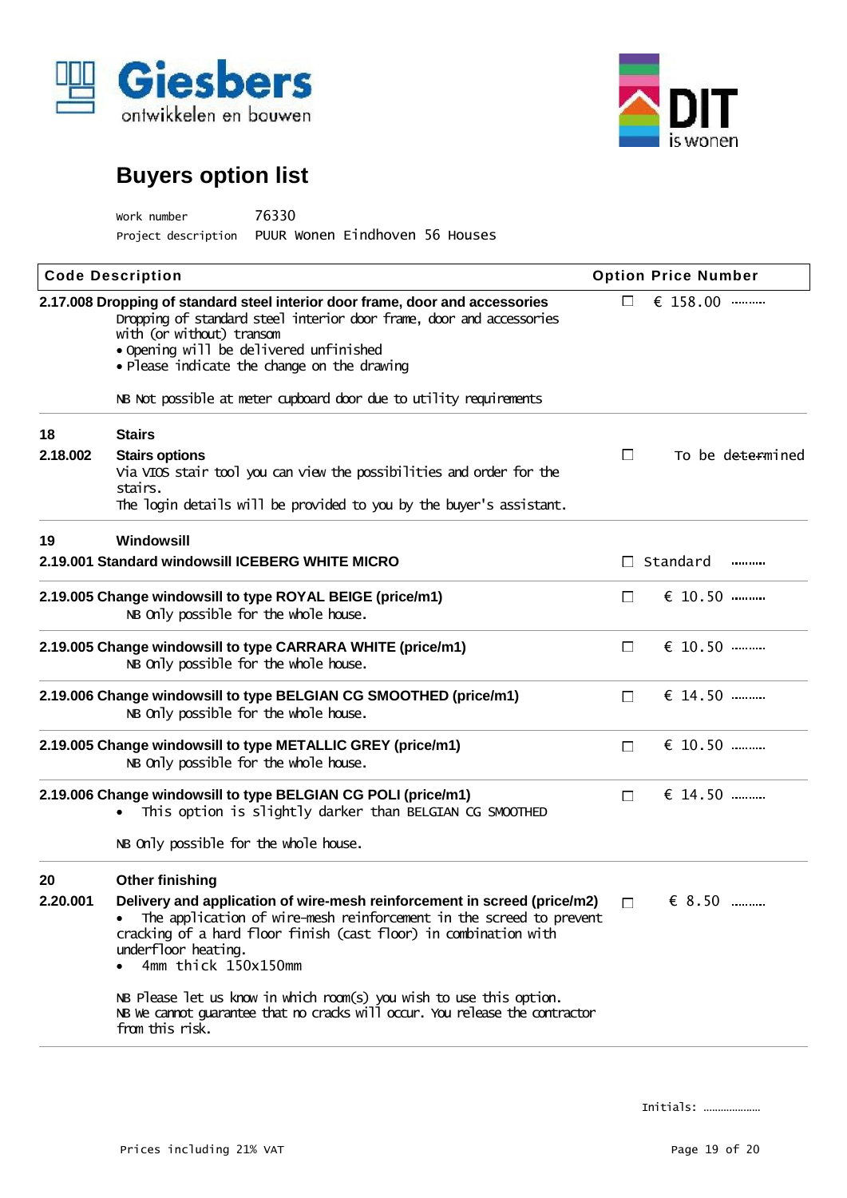# Buyers option list

Work number 76330

Project description PUUR Wonen Eindhoven 56 Houses

| Code | Description | Option | Price | Number |
|---|---|---|---|---|
| **2.17.008** | **Dropping of standard steel interior door frame, door and accessories**<br>Dropping of standard steel interior door frame, door and accessories with (or without) transom<br>• Opening will be delivered unfinished<br>• Please indicate the change on the drawing<br><br>NB Not possible at meter cupboard door due to utility requirements | ☐ | € 158.00 | .......... |
| **18** | **Stairs** | | | |
| **2.18.002** | **Stairs options**<br>Via VIOS stair tool you can view the possibilities and order for the stairs.<br>The login details will be provided to you by the buyer's assistant. | ☐ | To be determined | |
| **19** | **Windowsill** | | | |
| **2.19.001** | **Standard windowsill ICEBERG WHITE MICRO** | ☐ | Standard | .......... |
| **2.19.005** | **Change windowsill to type ROYAL BEIGE (price/m1)**<br>NB Only possible for the whole house. | ☐ | € 10.50 | .......... |
| **2.19.005** | **Change windowsill to type CARRARA WHITE (price/m1)**<br>NB Only possible for the whole house. | ☐ | € 10.50 | .......... |
| **2.19.006** | **Change windowsill to type BELGIAN CG SMOOTHED (price/m1)**<br>NB Only possible for the whole house. | ☐ | € 14.50 | .......... |
| **2.19.005** | **Change windowsill to type METALLIC GREY (price/m1)**<br>NB Only possible for the whole house. | ☐ | € 10.50 | .......... |
| **2.19.006** | **Change windowsill to type BELGIAN CG POLI (price/m1)**<br>• This option is slightly darker than BELGIAN CG SMOOTHED<br><br>NB Only possible for the whole house. | ☐ | € 14.50 | .......... |
| **20** | **Other finishing** | | | |
| **2.20.001** | **Delivery and application of wire-mesh reinforcement in screed (price/m2)**<br>• The application of wire-mesh reinforcement in the screed to prevent cracking of a hard floor finish (cast floor) in combination with underfloor heating.<br>• 4mm thick 150x150mm<br><br>NB Please let us know in which room(s) you wish to use this option.<br>NB We cannot guarantee that no cracks will occur. You release the contractor from this risk. | ☐ | € 8.50 | .......... |

Initials: ....................

Prices including 21% VAT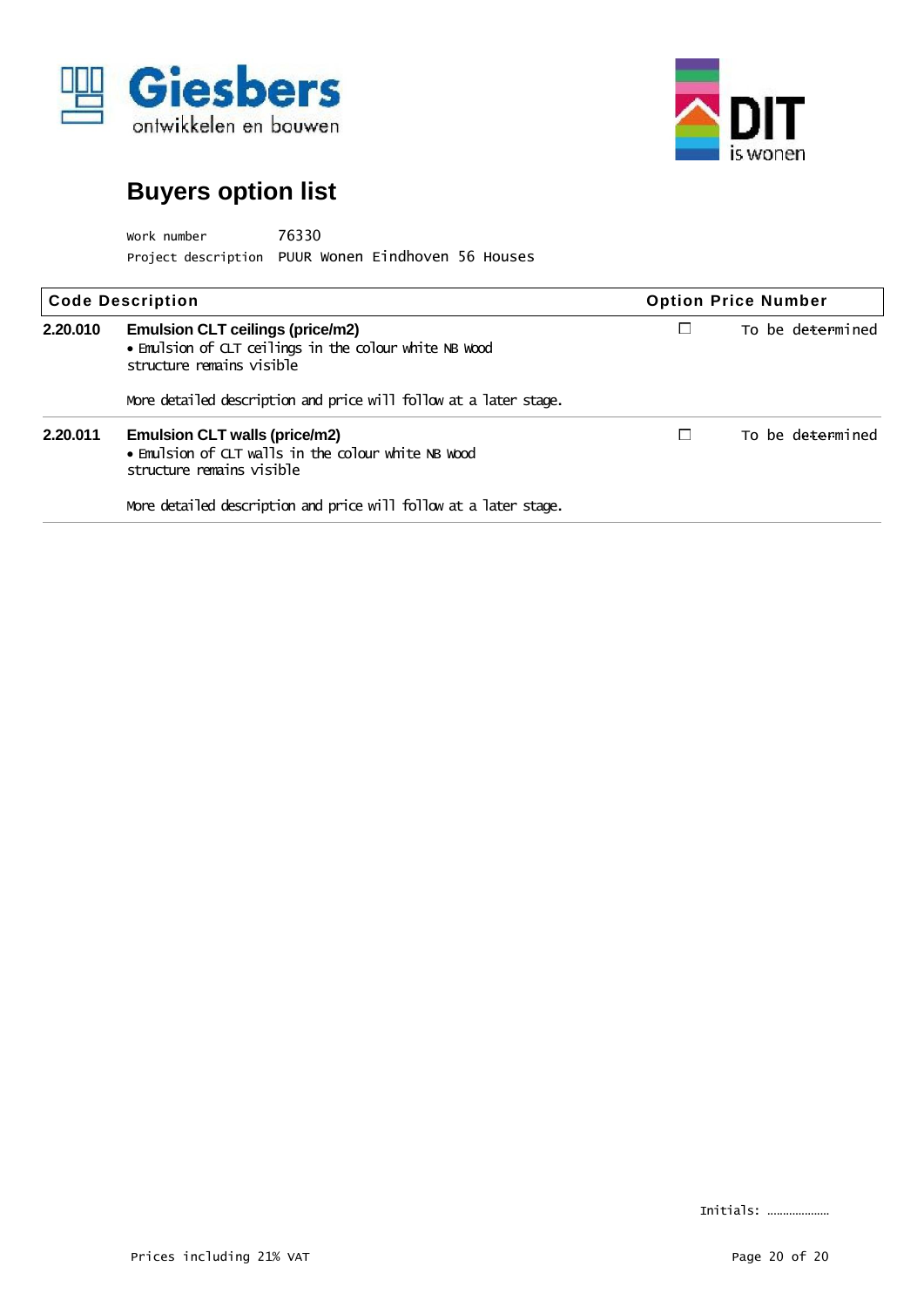# Buyers option list

Work number 76330

Project description PUUR Wonen Eindhoven 56 Houses

| Code | Description | Option | Price | Number |
|---|---|---|---|---|
| 2.20.010 | **Emulsion CLT ceilings (price/m2)**<br>• Emulsion of CLT ceilings in the colour white NB Wood structure remains visible<br><br>More detailed description and price will follow at a later stage. | ☐ | To be determined | |
| 2.20.011 | **Emulsion CLT walls (price/m2)**<br>• Emulsion of CLT walls in the colour white NB Wood structure remains visible<br><br>More detailed description and price will follow at a later stage. | ☐ | To be determined | |

Initials: ....................

Prices including 21% VAT